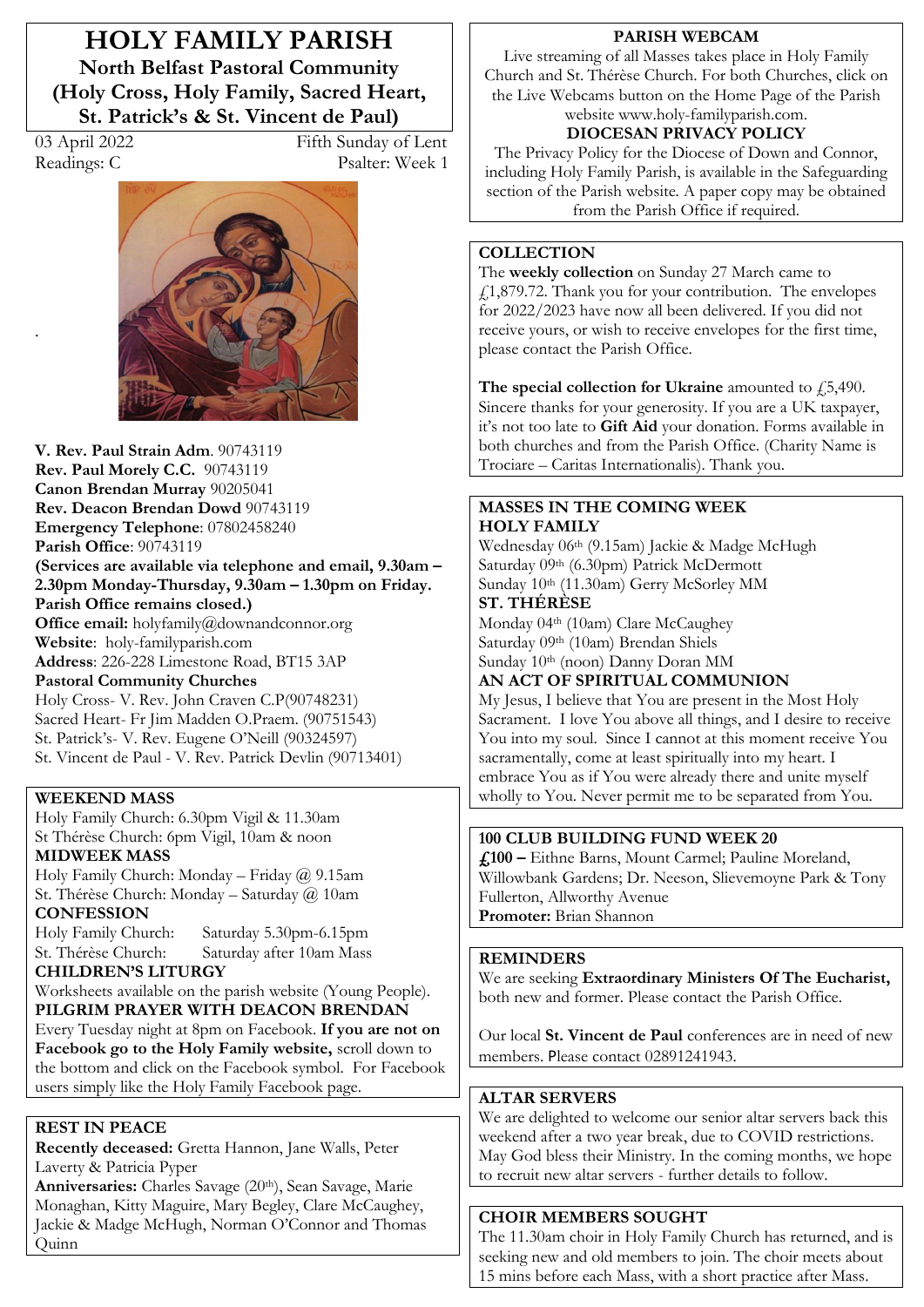# HOLY FAMILY PARISH

## North Belfast Pastoral Community (Holy Cross, Holy Family, Sacred Heart, St. Patrick's & St. Vincent de Paul)

03 April 2022 — Fifth Sunday of Lent

Readings: C — Psalter: Week 1

**V. Rev. Paul Strain Adm**. 90743119
**Rev. Paul Morely C.C.** 90743119
**Canon Brendan Murray** 90205041
**Rev. Deacon Brendan Dowd** 90743119
**Emergency Telephone**: 07802458240
**Parish Office**: 90743119
**(Services are available via telephone and email, 9.30am – 2.30pm Monday-Thursday, 9.30am – 1.30pm on Friday. Parish Office remains closed.)**
**Office email:** holyfamily@downandconnor.org
**Website**: holy-familyparish.com
**Address**: 226-228 Limestone Road, BT15 3AP
**Pastoral Community Churches**
Holy Cross- V. Rev. John Craven C.P(90748231)
Sacred Heart- Fr Jim Madden O.Praem. (90751543)
St. Patrick's- V. Rev. Eugene O'Neill (90324597)
St. Vincent de Paul - V. Rev. Patrick Devlin (90713401)

### WEEKEND MASS

Holy Family Church: 6.30pm Vigil & 11.30am
St Thérèse Church: 6pm Vigil, 10am & noon

### MIDWEEK MASS

Holy Family Church: Monday – Friday @ 9.15am
St. Thérèse Church: Monday – Saturday @ 10am

### CONFESSION

Holy Family Church: Saturday 5.30pm-6.15pm
St. Thérèse Church: Saturday after 10am Mass

### CHILDREN'S LITURGY

Worksheets available on the parish website (Young People).

### PILGRIM PRAYER WITH DEACON BRENDAN

Every Tuesday night at 8pm on Facebook. **If you are not on Facebook go to the Holy Family website,** scroll down to the bottom and click on the Facebook symbol. For Facebook users simply like the Holy Family Facebook page.

### REST IN PEACE

**Recently deceased:** Gretta Hannon, Jane Walls, Peter Laverty & Patricia Pyper
**Anniversaries:** Charles Savage (20th), Sean Savage, Marie Monaghan, Kitty Maguire, Mary Begley, Clare McCaughey, Jackie & Madge McHugh, Norman O'Connor and Thomas Quinn

### PARISH WEBCAM

Live streaming of all Masses takes place in Holy Family Church and St. Thérèse Church. For both Churches, click on the Live Webcams button on the Home Page of the Parish website www.holy-familyparish.com.

### DIOCESAN PRIVACY POLICY

The Privacy Policy for the Diocese of Down and Connor, including Holy Family Parish, is available in the Safeguarding section of the Parish website. A paper copy may be obtained from the Parish Office if required.

### COLLECTION

The **weekly collection** on Sunday 27 March came to £1,879.72. Thank you for your contribution. The envelopes for 2022/2023 have now all been delivered. If you did not receive yours, or wish to receive envelopes for the first time, please contact the Parish Office.

**The special collection for Ukraine** amounted to £5,490. Sincere thanks for your generosity. If you are a UK taxpayer, it's not too late to **Gift Aid** your donation. Forms available in both churches and from the Parish Office. (Charity Name is Trociare – Caritas Internationalis). Thank you.

### MASSES IN THE COMING WEEK

**HOLY FAMILY**
Wednesday 06th (9.15am) Jackie & Madge McHugh
Saturday 09th (6.30pm) Patrick McDermott
Sunday 10th (11.30am) Gerry McSorley MM

**ST. THÉRÈSE**
Monday 04th (10am) Clare McCaughey
Saturday 09th (10am) Brendan Shiels
Sunday 10th (noon) Danny Doran MM

### AN ACT OF SPIRITUAL COMMUNION

My Jesus, I believe that You are present in the Most Holy Sacrament. I love You above all things, and I desire to receive You into my soul. Since I cannot at this moment receive You sacramentally, come at least spiritually into my heart. I embrace You as if You were already there and unite myself wholly to You. Never permit me to be separated from You.

### 100 CLUB BUILDING FUND WEEK 20

**£100 –** Eithne Barns, Mount Carmel; Pauline Moreland, Willowbank Gardens; Dr. Neeson, Slievemoyne Park & Tony Fullerton, Allworthy Avenue
**Promoter:** Brian Shannon

### REMINDERS

We are seeking **Extraordinary Ministers Of The Eucharist,** both new and former. Please contact the Parish Office.

Our local **St. Vincent de Paul** conferences are in need of new members. Please contact 02891241943.

### ALTAR SERVERS

We are delighted to welcome our senior altar servers back this weekend after a two year break, due to COVID restrictions. May God bless their Ministry. In the coming months, we hope to recruit new altar servers - further details to follow.

### CHOIR MEMBERS SOUGHT

The 11.30am choir in Holy Family Church has returned, and is seeking new and old members to join. The choir meets about 15 mins before each Mass, with a short practice after Mass.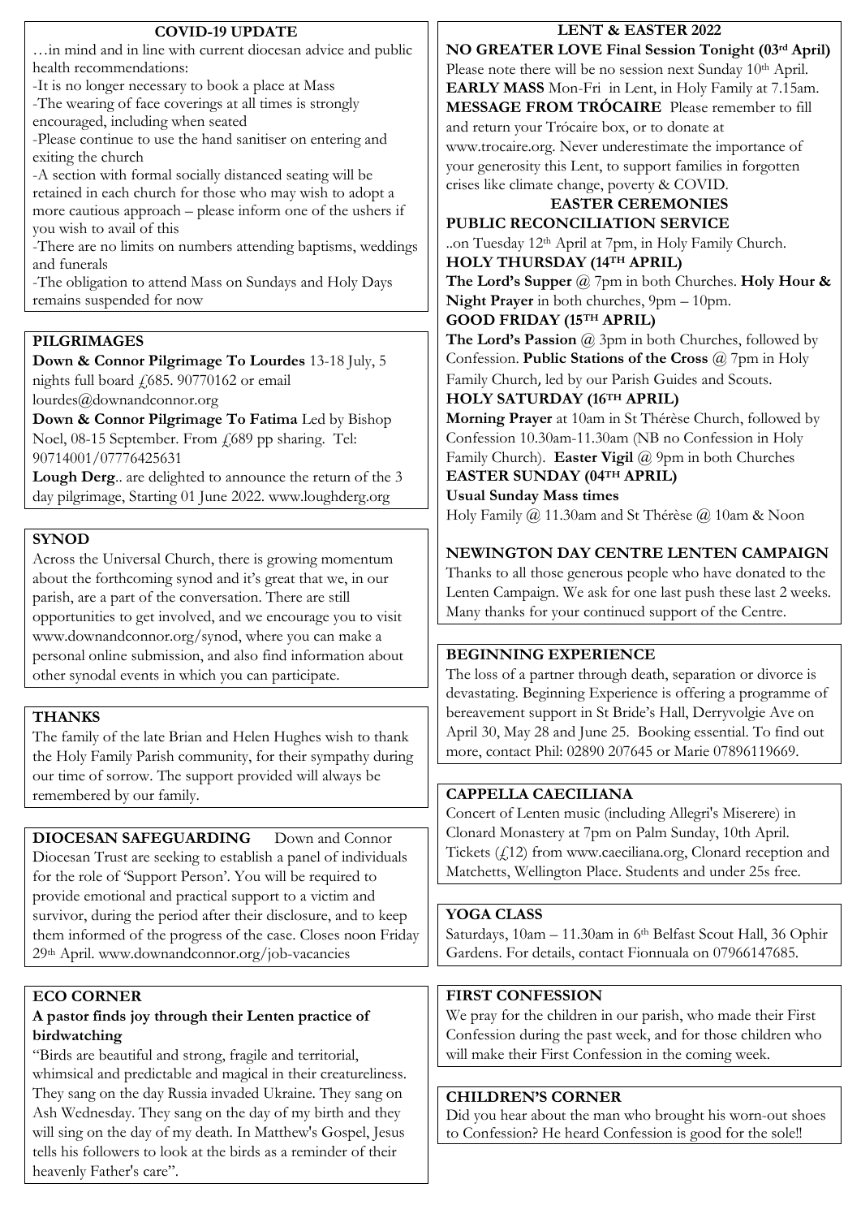## COVID-19 UPDATE

…in mind and in line with current diocesan advice and public health recommendations:

-It is no longer necessary to book a place at Mass

-The wearing of face coverings at all times is strongly encouraged, including when seated

-Please continue to use the hand sanitiser on entering and exiting the church

-A section with formal socially distanced seating will be retained in each church for those who may wish to adopt a more cautious approach – please inform one of the ushers if you wish to avail of this

-There are no limits on numbers attending baptisms, weddings and funerals

-The obligation to attend Mass on Sundays and Holy Days remains suspended for now

## PILGRIMAGES

**Down & Connor Pilgrimage To Lourdes** 13-18 July, 5 nights full board £685. 90770162 or email lourdes@downandconnor.org

**Down & Connor Pilgrimage To Fatima** Led by Bishop Noel, 08-15 September. From £689 pp sharing. Tel: 90714001/07776425631

**Lough Derg**.. are delighted to announce the return of the 3 day pilgrimage, Starting 01 June 2022. www.loughderg.org

## SYNOD

Across the Universal Church, there is growing momentum about the forthcoming synod and it's great that we, in our parish, are a part of the conversation. There are still opportunities to get involved, and we encourage you to visit www.downandconnor.org/synod, where you can make a personal online submission, and also find information about other synodal events in which you can participate.

## THANKS

The family of the late Brian and Helen Hughes wish to thank the Holy Family Parish community, for their sympathy during our time of sorrow. The support provided will always be remembered by our family.

**DIOCESAN SAFEGUARDING** Down and Connor Diocesan Trust are seeking to establish a panel of individuals for the role of 'Support Person'. You will be required to provide emotional and practical support to a victim and survivor, during the period after their disclosure, and to keep them informed of the progress of the case. Closes noon Friday 29th April. www.downandconnor.org/job-vacancies

## ECO CORNER

**A pastor finds joy through their Lenten practice of birdwatching**

"Birds are beautiful and strong, fragile and territorial, whimsical and predictable and magical in their creatureliness. They sang on the day Russia invaded Ukraine. They sang on Ash Wednesday. They sang on the day of my birth and they will sing on the day of my death. In Matthew's Gospel, Jesus tells his followers to look at the birds as a reminder of their heavenly Father's care".

## LENT & EASTER 2022

**NO GREATER LOVE Final Session Tonight (03rd April)** Please note there will be no session next Sunday 10th April.

**EARLY MASS** Mon-Fri in Lent, in Holy Family at 7.15am.

**MESSAGE FROM TRÓCAIRE** Please remember to fill and return your Trócaire box, or to donate at www.trocaire.org. Never underestimate the importance of your generosity this Lent, to support families in forgotten crises like climate change, poverty & COVID.

### EASTER CEREMONIES

**PUBLIC RECONCILIATION SERVICE**

..on Tuesday 12th April at 7pm, in Holy Family Church.

**HOLY THURSDAY (14TH APRIL)**

**The Lord's Supper** @ 7pm in both Churches. **Holy Hour & Night Prayer** in both churches, 9pm – 10pm.

**GOOD FRIDAY (15TH APRIL)**

**The Lord's Passion** @ 3pm in both Churches, followed by Confession. **Public Stations of the Cross** @ 7pm in Holy Family Church, led by our Parish Guides and Scouts.

**HOLY SATURDAY (16TH APRIL)**

**Morning Prayer** at 10am in St Thérèse Church, followed by Confession 10.30am-11.30am (NB no Confession in Holy Family Church). **Easter Vigil** @ 9pm in both Churches

**EASTER SUNDAY (04TH APRIL)**

**Usual Sunday Mass times**

Holy Family @ 11.30am and St Thérèse @ 10am & Noon

## NEWINGTON DAY CENTRE LENTEN CAMPAIGN

Thanks to all those generous people who have donated to the Lenten Campaign. We ask for one last push these last 2 weeks. Many thanks for your continued support of the Centre.

## BEGINNING EXPERIENCE

The loss of a partner through death, separation or divorce is devastating. Beginning Experience is offering a programme of bereavement support in St Bride's Hall, Derryvolgie Ave on April 30, May 28 and June 25. Booking essential. To find out more, contact Phil: 02890 207645 or Marie 07896119669.

## CAPPELLA CAECILIANA

Concert of Lenten music (including Allegri's Miserere) in Clonard Monastery at 7pm on Palm Sunday, 10th April. Tickets (£12) from www.caeciliana.org, Clonard reception and Matchetts, Wellington Place. Students and under 25s free.

## YOGA CLASS

Saturdays, 10am – 11.30am in 6th Belfast Scout Hall, 36 Ophir Gardens. For details, contact Fionnuala on 07966147685.

## FIRST CONFESSION

We pray for the children in our parish, who made their First Confession during the past week, and for those children who will make their First Confession in the coming week.

## CHILDREN'S CORNER

Did you hear about the man who brought his worn-out shoes to Confession? He heard Confession is good for the sole!!